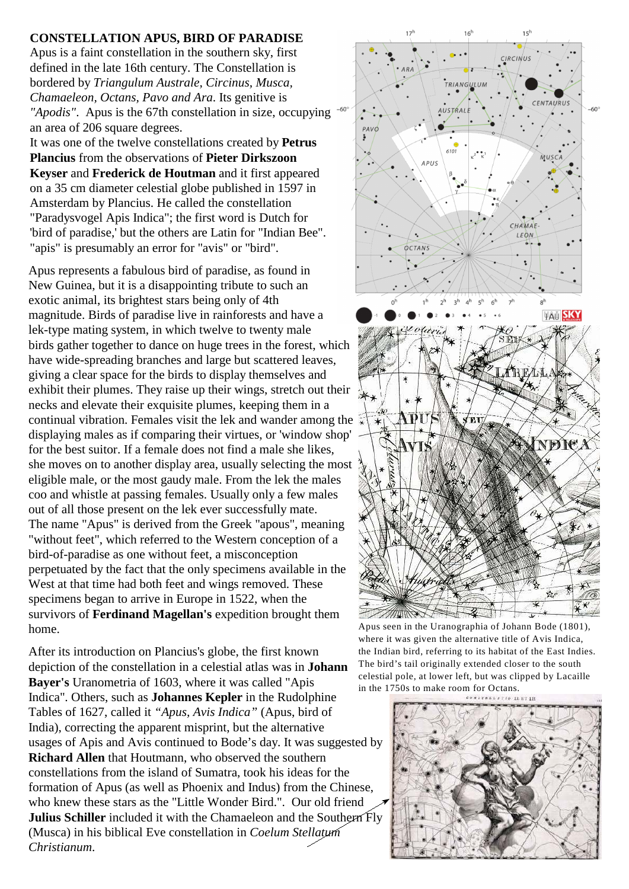**CONSTELLATION APUS, BIRD OF PARADISE**

Apus is a faint constellation in the southern sky, first defined in the late 16th century. The Constellation is bordered by *Triangulum Australe, Circinus, Musca, Chamaeleon, Octans, Pavo and Ara.* Its genitive is *"Apodis"*. Apus is the 67th constellation in size, occupying an area of 206 square degrees.

It was one of the twelve constellations created by **Petrus Plancius** from the observations of **Pieter Dirkszoon Keyser** and **Frederick de Houtman** and it first appeared on a 35 cm diameter celestial globe published in 1597 in Amsterdam by Plancius. He called the constellation "Paradysvogel Apis Indica"; the first word is Dutch for 'bird of paradise,' but the others are Latin for "Indian Bee". "apis" is presumably an error for "avis" or "bird".

Apus represents a fabulous bird of paradise, as found in New Guinea, but it is a disappointing tribute to such an exotic animal, its brightest stars being only of 4th magnitude. Birds of paradise live in rainforests and have a lek-type mating system, in which twelve to twenty male birds gather together to dance on huge trees in the forest, which have wide-spreading branches and large but scattered leaves, giving a clear space for the birds to display themselves and exhibit their plumes. They raise up their wings, stretch out their necks and elevate their exquisite plumes, keeping them in a continual vibration. Females visit the lek and wander among the displaying males as if comparing their virtues, or 'window shop' for the best suitor. If a female does not find a male she likes, she moves on to another display area, usually selecting the most eligible male, or the most gaudy male. From the lek the males coo and whistle at passing females. Usually only a few males out of all those present on the lek ever successfully mate.

The name "Apus" is derived from the Greek "apous", meaning "without feet", which referred to the Western conception of a bird-of-paradise as one without feet, a misconception perpetuated by the fact that the only specimens available in the West at that time had both feet and wings removed. These specimens began to arrive in Europe in 1522, when the survivors of **Ferdinand Magellan's** expedition brought them home.

Apus seen in the Uranographia of Johann Bode (1801), where it was given the alternative title of Avis Indica, the Indian bird, referring to its habitat of the East Indies. The bird's tail originally extended closer to the south celestial pole, at lower left, but was clipped by Lacaille in the 1750s to make room for Octans.

After its introduction on Plancius's globe, the first known depiction of the constellation in a celestial atlas was in **Johann Bayer's** Uranometria of 1603, where it was called "Apis Indica". Others, such as **Johannes Kepler** in the Rudolphine Tables of 1627, called it *"Apus, Avis Indica"* (Apus, bird of India), correcting the apparent misprint, but the alternative usages of Apis and Avis continued to Bode's day. It was suggested by **Richard Allen** that Houtmann, who observed the southern constellations from the island of Sumatra, took his ideas for the formation of Apus (as well as Phoenix and Indus) from the Chinese, who knew these stars as the "Little Wonder Bird.". Our old friend **Julius Schiller** included it with the Chamaeleon and the Southern Fly (Musca) in his biblical Eve constellation in *Coelum Stellatum Christianum*.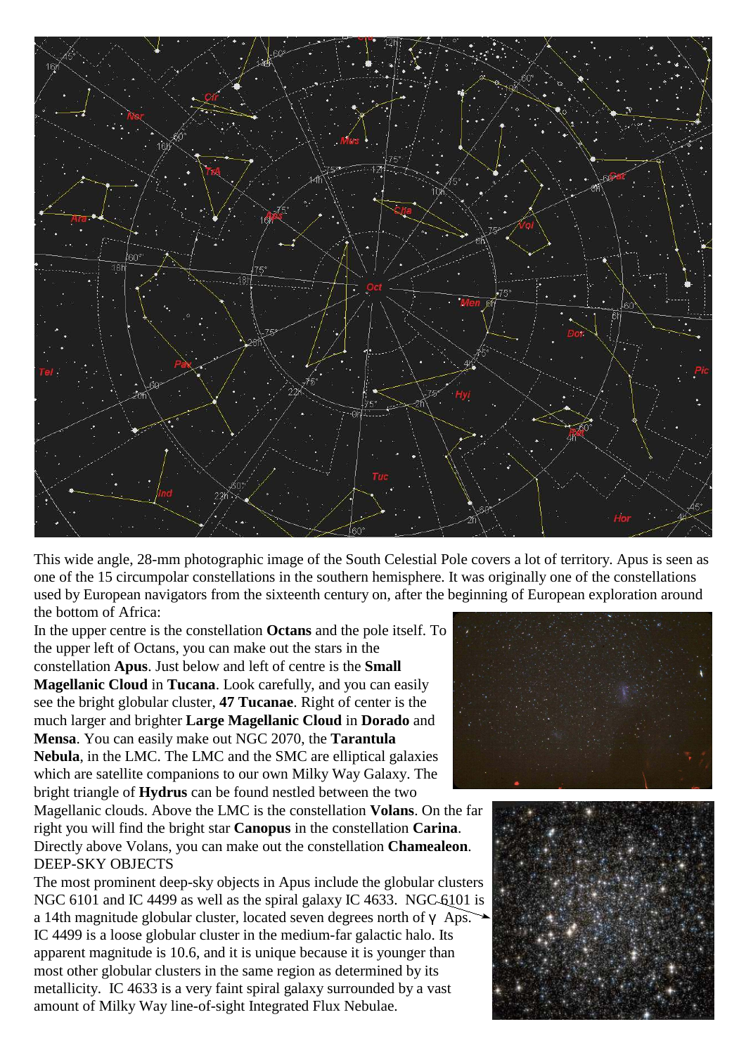This wide angle, 28-mm photographic image of the South Celestial Pole covers a lot of territory. Apus is seen as one of the 15 circumpolar constellations in the southern hemisphere. It was originally one of the constellations used by European navigators from the sixteenth century on, after the beginning of European exploration around the bottom of Africa:

In the upper centre is the constellation **Octans** and the pole itself. To the upper left of Octans, you can make out the stars in the constellation **Apus**. Just below and left of centre is the **Small Magellanic Cloud** in **Tucana**. Look carefully, and you can easily see the bright globular cluster, **47 Tucanae**. Right of center is the much larger and brighter **Large Magellanic Cloud** in **Dorado** and **Mensa**. You can easily make out NGC 2070, the **Tarantula Nebula**, in the LMC. The LMC and the SMC are elliptical galaxies which are satellite companions to our own Milky Way Galaxy. The bright triangle of **Hydrus** can be found nestled between the two Magellanic clouds. Above the LMC is the constellation **Volans**. On the far right you will find the bright star **Canopus** in the constellation **Carina**. Directly above Volans, you can make out the constellation **Chamaeleon**.

DEEP-SKY OBJECTS

The most prominent deep-sky objects in Apus include the globular clusters NGC 6101 and IC 4499 as well as the spiral galaxy IC 4633. NGC 6101 is a 14th magnitude globular cluster, located seven degrees north of γ Aps. IC 4499 is a loose globular cluster in the medium-far galactic halo. Its apparent magnitude is 10.6, and it is unique because it is younger than most other globular clusters in the same region as determined by its metallicity. IC 4633 is a very faint spiral galaxy surrounded by a vast amount of Milky Way line-of-sight Integrated Flux Nebulae.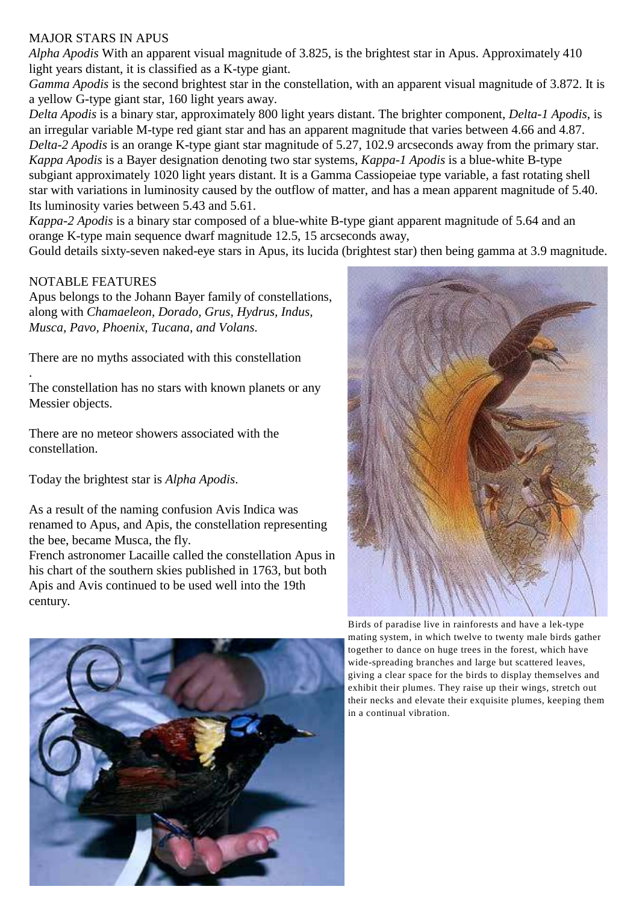MAJOR STARS IN APUS

*Alpha Apodis* With an apparent visual magnitude of 3.825, is the brightest star in Apus. Approximately 410 light years distant, it is classified as a K-type giant.

*Gamma Apodis* is the second brightest star in the constellation, with an apparent visual magnitude of 3.872. It is a yellow G-type giant star, 160 light years away.

*Delta Apodis* is a binary star, approximately 800 light years distant. The brighter component, *Delta-1 Apodis*, is an irregular variable M-type red giant star and has an apparent magnitude that varies between 4.66 and 4.87.

*Delta-2 Apodis* is an orange K-type giant star magnitude of 5.27, 102.9 arcseconds away from the primary star.

*Kappa Apodis* is a Bayer designation denoting two star systems, *Kappa-1 Apodis* is a blue-white B-type subgiant approximately 1020 light years distant. It is a Gamma Cassiopeiae type variable, a fast rotating shell star with variations in luminosity caused by the outflow of matter, and has a mean apparent magnitude of 5.40. Its luminosity varies between 5.43 and 5.61.

*Kappa-2 Apodis* is a binary star composed of a blue-white B-type giant apparent magnitude of 5.64 and an orange K-type main sequence dwarf magnitude 12.5, 15 arcseconds away,

Gould details sixty-seven naked-eye stars in Apus, its lucida (brightest star) then being gamma at 3.9 magnitude.

NOTABLE FEATURES

Apus belongs to the Johann Bayer family of constellations, along with *Chamaeleon, Dorado, Grus, Hydrus, Indus, Musca, Pavo, Phoenix, Tucana, and Volans.*

There are no myths associated with this constellation

.
The constellation has no stars with known planets or any Messier objects.

There are no meteor showers associated with the constellation.

Today the brightest star is *Alpha Apodis*.

As a result of the naming confusion Avis Indica was renamed to Apus, and Apis, the constellation representing the bee, became Musca, the fly.

French astronomer Lacaille called the constellation Apus in his chart of the southern skies published in 1763, but both Apis and Avis continued to be used well into the 19th century.

Birds of paradise live in rainforests and have a lek-type mating system, in which twelve to twenty male birds gather together to dance on huge trees in the forest, which have wide-spreading branches and large but scattered leaves, giving a clear space for the birds to display themselves and exhibit their plumes. They raise up their wings, stretch out their necks and elevate their exquisite plumes, keeping them in a continual vibration.